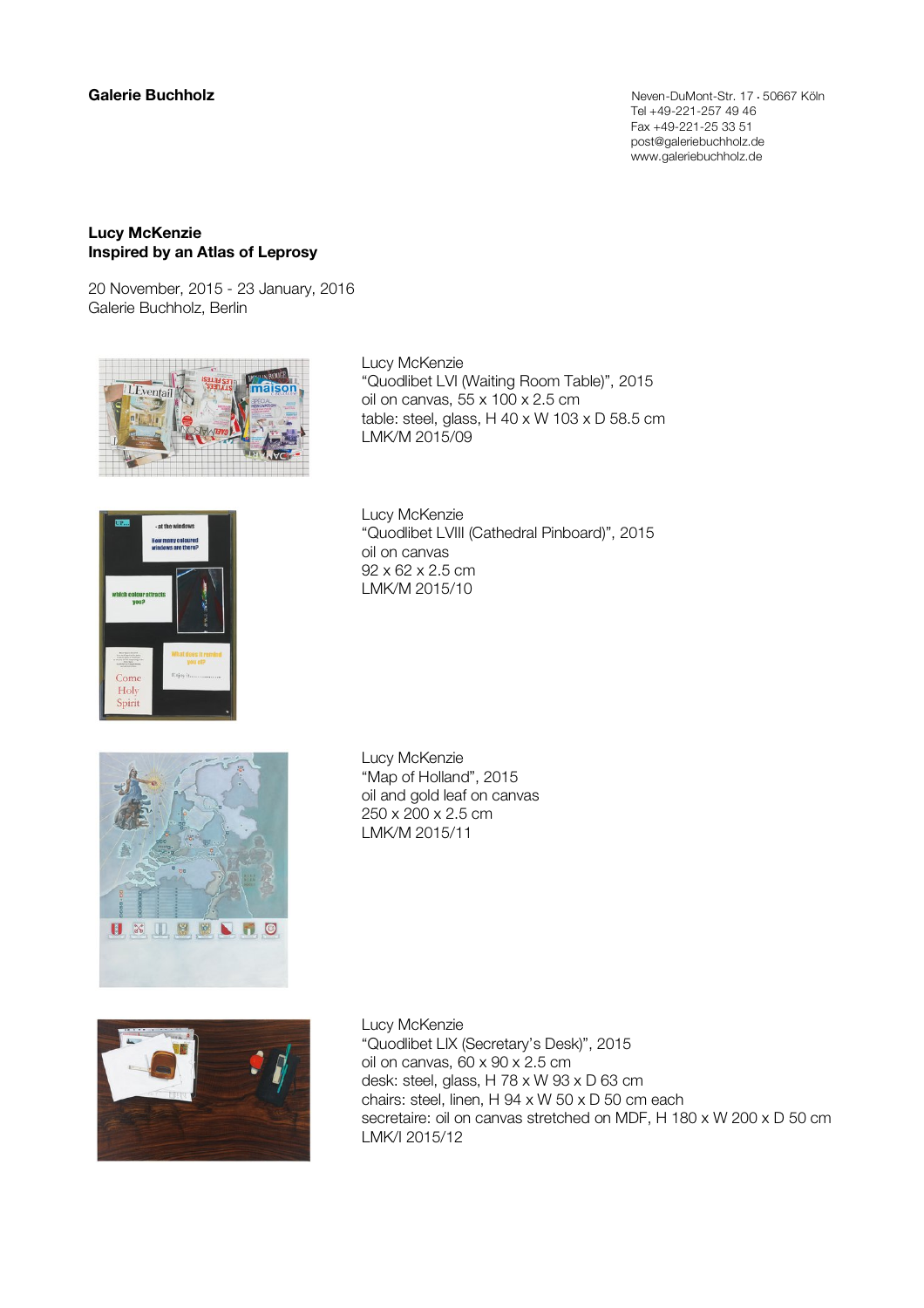**Galerie Buchholz**

Neven-DuMont-Str. 17 · 50667 Köln
Tel +49-221-257 49 46
Fax +49-221-25 33 51
post@galeriebuchholz.de
www.galeriebuchholz.de

**Lucy McKenzie**
**Inspired by an Atlas of Leprosy**

20 November, 2015 - 23 January, 2016
Galerie Buchholz, Berlin

Lucy McKenzie
“Quodlibet LVI (Waiting Room Table)”, 2015
oil on canvas, 55 x 100 x 2.5 cm
table: steel, glass, H 40 x W 103 x D 58.5 cm
LMK/M 2015/09

Lucy McKenzie
“Quodlibet LVIII (Cathedral Pinboard)”, 2015
oil on canvas
92 x 62 x 2.5 cm
LMK/M 2015/10

Lucy McKenzie
“Map of Holland”, 2015
oil and gold leaf on canvas
250 x 200 x 2.5 cm
LMK/M 2015/11

Lucy McKenzie
“Quodlibet LIX (Secretary’s Desk)”, 2015
oil on canvas, 60 x 90 x 2.5 cm
desk: steel, glass, H 78 x W 93 x D 63 cm
chairs: steel, linen, H 94 x W 50 x D 50 cm each
secretaire: oil on canvas stretched on MDF, H 180 x W 200 x D 50 cm
LMK/I 2015/12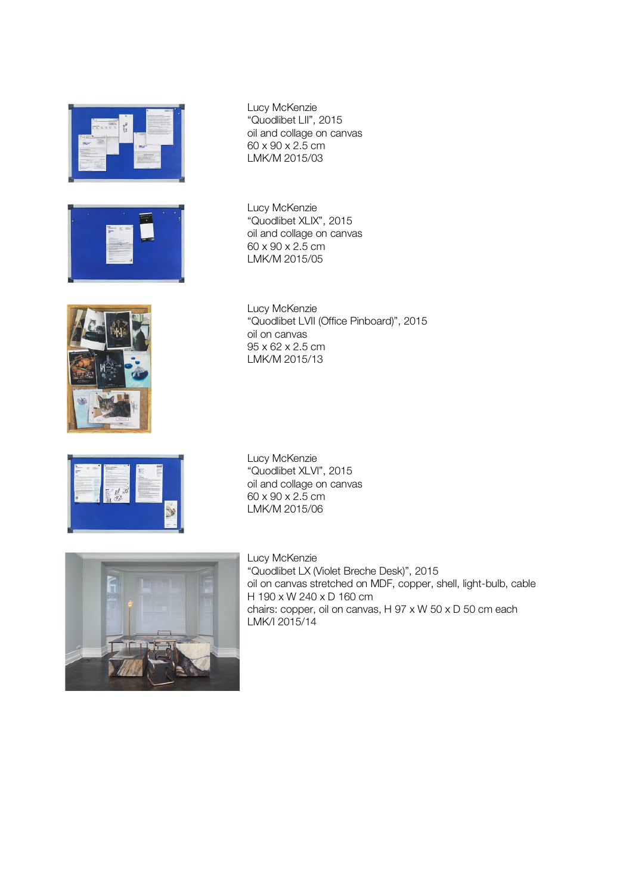Lucy McKenzie
"Quodlibet LII", 2015
oil and collage on canvas
60 x 90 x 2.5 cm
LMK/M 2015/03

Lucy McKenzie
"Quodlibet XLIX", 2015
oil and collage on canvas
60 x 90 x 2.5 cm
LMK/M 2015/05

Lucy McKenzie
"Quodlibet LVII (Office Pinboard)", 2015
oil on canvas
95 x 62 x 2.5 cm
LMK/M 2015/13

Lucy McKenzie
"Quodlibet XLVI", 2015
oil and collage on canvas
60 x 90 x 2.5 cm
LMK/M 2015/06

Lucy McKenzie
"Quodlibet LX (Violet Breche Desk)", 2015
oil on canvas stretched on MDF, copper, shell, light-bulb, cable
H 190 x W 240 x D 160 cm
chairs: copper, oil on canvas, H 97 x W 50 x D 50 cm each
LMK/I 2015/14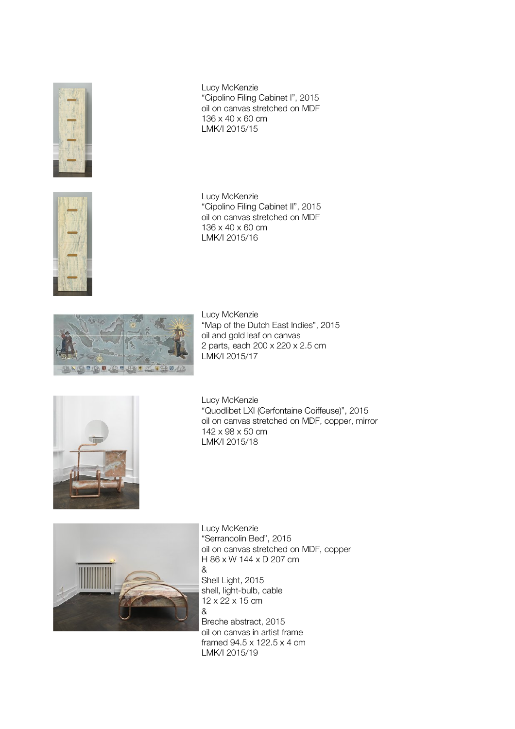Lucy McKenzie
"Cipolino Filing Cabinet I", 2015
oil on canvas stretched on MDF
136 x 40 x 60 cm
LMK/I 2015/15

Lucy McKenzie
"Cipolino Filing Cabinet II", 2015
oil on canvas stretched on MDF
136 x 40 x 60 cm
LMK/I 2015/16

Lucy McKenzie
"Map of the Dutch East Indies", 2015
oil and gold leaf on canvas
2 parts, each 200 x 220 x 2.5 cm
LMK/I 2015/17

Lucy McKenzie
"Quodlibet LXI (Cerfontaine Coiffeuse)", 2015
oil on canvas stretched on MDF, copper, mirror
142 x 98 x 50 cm
LMK/I 2015/18

Lucy McKenzie
"Serrancolin Bed", 2015
oil on canvas stretched on MDF, copper
H 86 x W 144 x D 207 cm
&
Shell Light, 2015
shell, light-bulb, cable
12 x 22 x 15 cm
&
Breche abstract, 2015
oil on canvas in artist frame
framed 94.5 x 122.5 x 4 cm
LMK/I 2015/19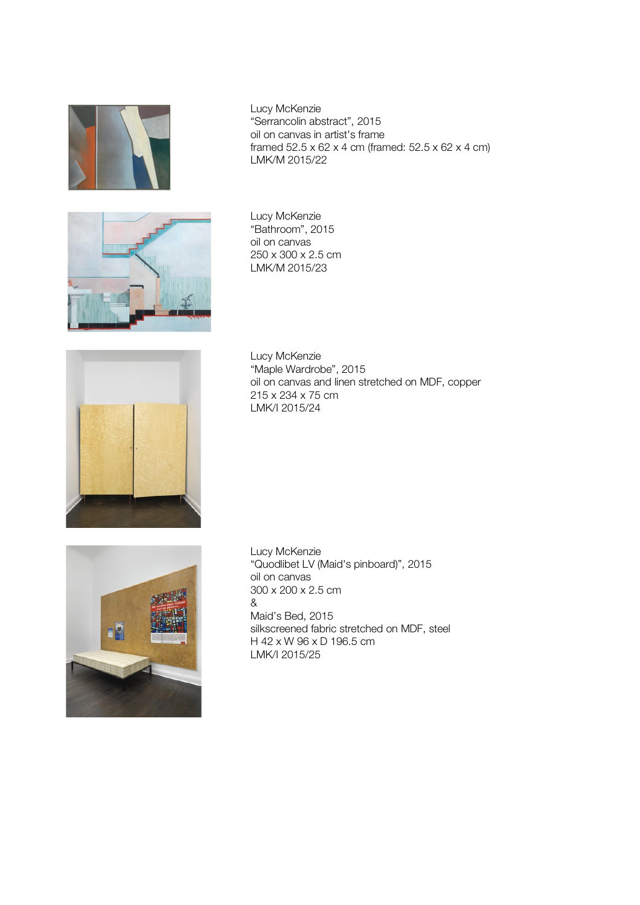Lucy McKenzie
“Serrancolin abstract”, 2015
oil on canvas in artist's frame
framed 52.5 x 62 x 4 cm (framed: 52.5 x 62 x 4 cm)
LMK/M 2015/22

Lucy McKenzie
“Bathroom”, 2015
oil on canvas
250 x 300 x 2.5 cm
LMK/M 2015/23

Lucy McKenzie
“Maple Wardrobe”, 2015
oil on canvas and linen stretched on MDF, copper
215 x 234 x 75 cm
LMK/I 2015/24

Lucy McKenzie
“Quodlibet LV (Maid's pinboard)”, 2015
oil on canvas
300 x 200 x 2.5 cm
&
Maid’s Bed, 2015
silkscreened fabric stretched on MDF, steel
H 42 x W 96 x D 196.5 cm
LMK/I 2015/25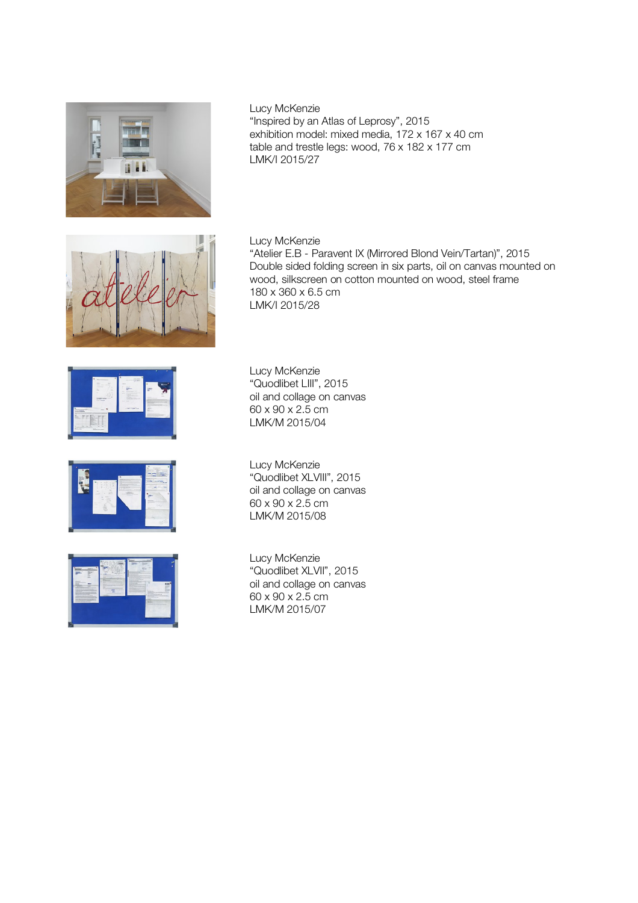Lucy McKenzie
“Inspired by an Atlas of Leprosy”, 2015
exhibition model: mixed media, 172 x 167 x 40 cm
table and trestle legs: wood, 76 x 182 x 177 cm
LMK/I 2015/27

Lucy McKenzie
“Atelier E.B - Paravent IX (Mirrored Blond Vein/Tartan)”, 2015
Double sided folding screen in six parts, oil on canvas mounted on wood, silkscreen on cotton mounted on wood, steel frame
180 x 360 x 6.5 cm
LMK/I 2015/28

Lucy McKenzie
“Quodlibet LIII”, 2015
oil and collage on canvas
60 x 90 x 2.5 cm
LMK/M 2015/04

Lucy McKenzie
“Quodlibet XLVIII”, 2015
oil and collage on canvas
60 x 90 x 2.5 cm
LMK/M 2015/08

Lucy McKenzie
“Quodlibet XLVII”, 2015
oil and collage on canvas
60 x 90 x 2.5 cm
LMK/M 2015/07